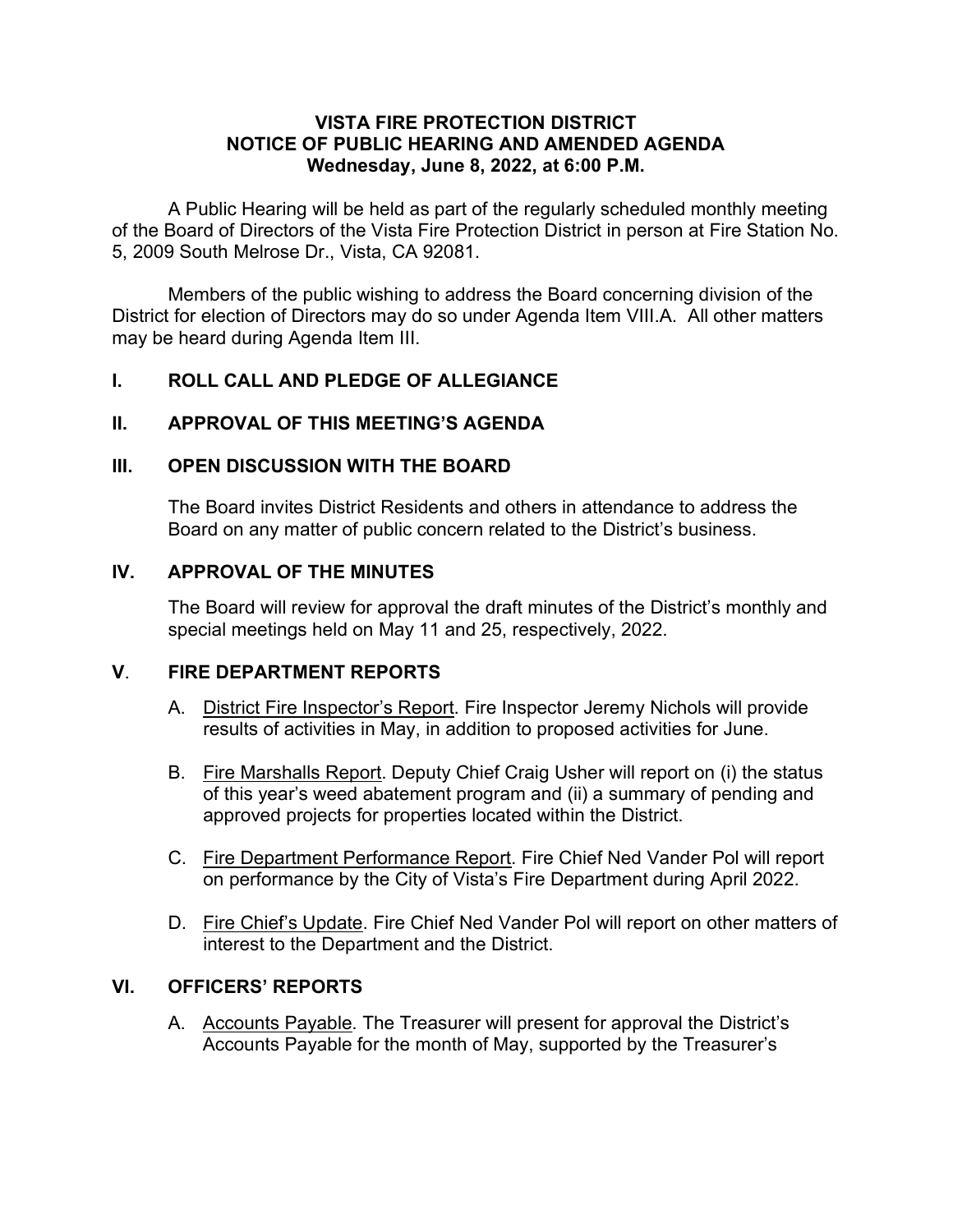# VISTA FIRE PROTECTION DISTRICT
## NOTICE OF PUBLIC HEARING AND AMENDED AGENDA
**Wednesday, June 8, 2022, at 6:00 P.M.**

A Public Hearing will be held as part of the regularly scheduled monthly meeting of the Board of Directors of the Vista Fire Protection District in person at Fire Station No. 5, 2009 South Melrose Dr., Vista, CA 92081.

Members of the public wishing to address the Board concerning division of the District for election of Directors may do so under Agenda Item VIII.A. All other matters may be heard during Agenda Item III.

## I. ROLL CALL AND PLEDGE OF ALLEGIANCE

## II. APPROVAL OF THIS MEETING'S AGENDA

## III. OPEN DISCUSSION WITH THE BOARD

The Board invites District Residents and others in attendance to address the Board on any matter of public concern related to the District's business.

## IV. APPROVAL OF THE MINUTES

The Board will review for approval the draft minutes of the District's monthly and special meetings held on May 11 and 25, respectively, 2022.

## V. FIRE DEPARTMENT REPORTS

A. District Fire Inspector's Report. Fire Inspector Jeremy Nichols will provide results of activities in May, in addition to proposed activities for June.

B. Fire Marshalls Report. Deputy Chief Craig Usher will report on (i) the status of this year's weed abatement program and (ii) a summary of pending and approved projects for properties located within the District.

C. Fire Department Performance Report. Fire Chief Ned Vander Pol will report on performance by the City of Vista's Fire Department during April 2022.

D. Fire Chief's Update. Fire Chief Ned Vander Pol will report on other matters of interest to the Department and the District.

## VI. OFFICERS' REPORTS

A. Accounts Payable. The Treasurer will present for approval the District's Accounts Payable for the month of May, supported by the Treasurer's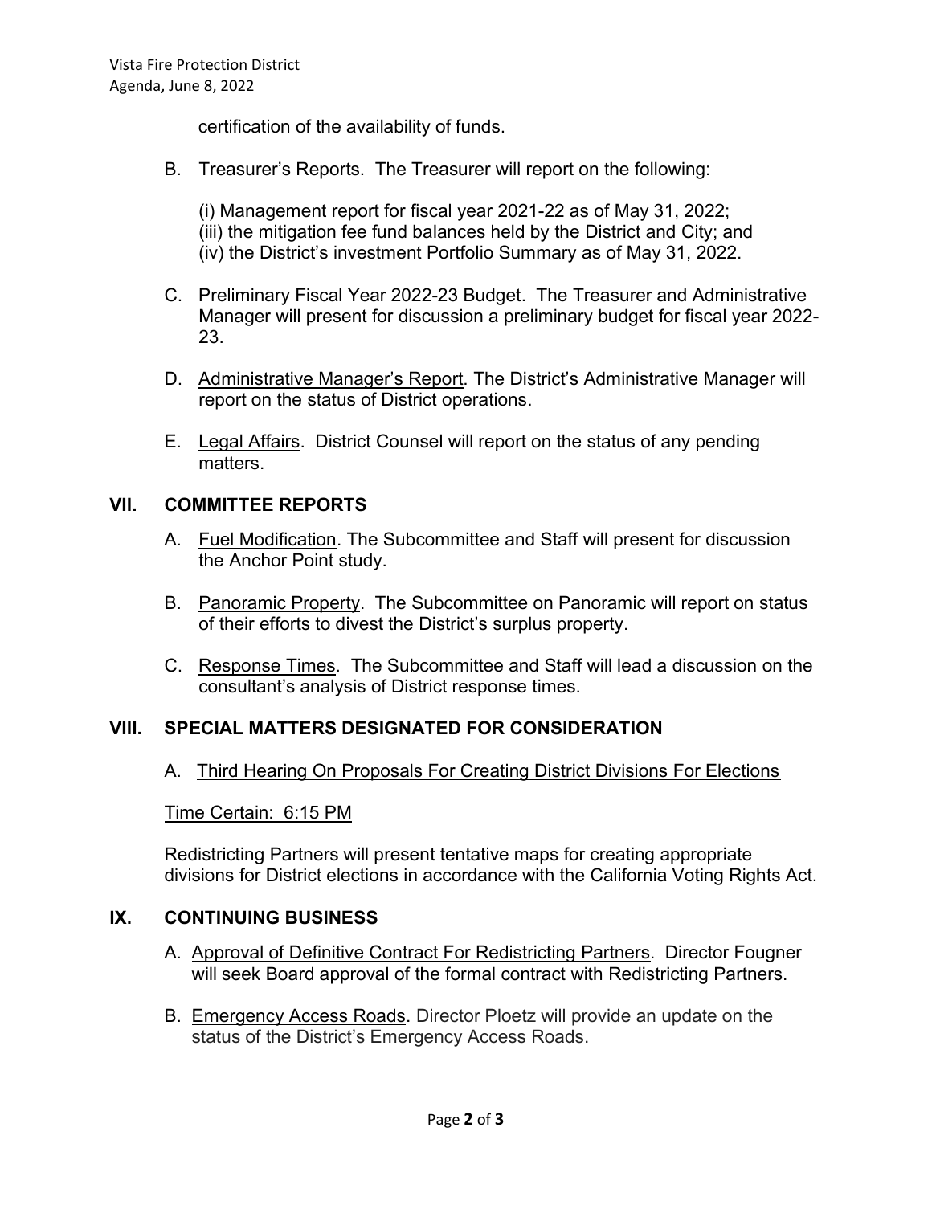certification of the availability of funds.

B. Treasurer's Reports. The Treasurer will report on the following:

   (i) Management report for fiscal year 2021-22 as of May 31, 2022;
   (iii) the mitigation fee fund balances held by the District and City; and
   (iv) the District's investment Portfolio Summary as of May 31, 2022.

C. Preliminary Fiscal Year 2022-23 Budget. The Treasurer and Administrative Manager will present for discussion a preliminary budget for fiscal year 2022-23.

D. Administrative Manager's Report. The District's Administrative Manager will report on the status of District operations.

E. Legal Affairs. District Counsel will report on the status of any pending matters.

## VII. COMMITTEE REPORTS

A. Fuel Modification. The Subcommittee and Staff will present for discussion the Anchor Point study.

B. Panoramic Property. The Subcommittee on Panoramic will report on status of their efforts to divest the District's surplus property.

C. Response Times. The Subcommittee and Staff will lead a discussion on the consultant's analysis of District response times.

## VIII. SPECIAL MATTERS DESIGNATED FOR CONSIDERATION

A. Third Hearing On Proposals For Creating District Divisions For Elections

Time Certain: 6:15 PM

Redistricting Partners will present tentative maps for creating appropriate divisions for District elections in accordance with the California Voting Rights Act.

## IX. CONTINUING BUSINESS

A. Approval of Definitive Contract For Redistricting Partners. Director Fougner will seek Board approval of the formal contract with Redistricting Partners.

B. Emergency Access Roads. Director Ploetz will provide an update on the status of the District's Emergency Access Roads.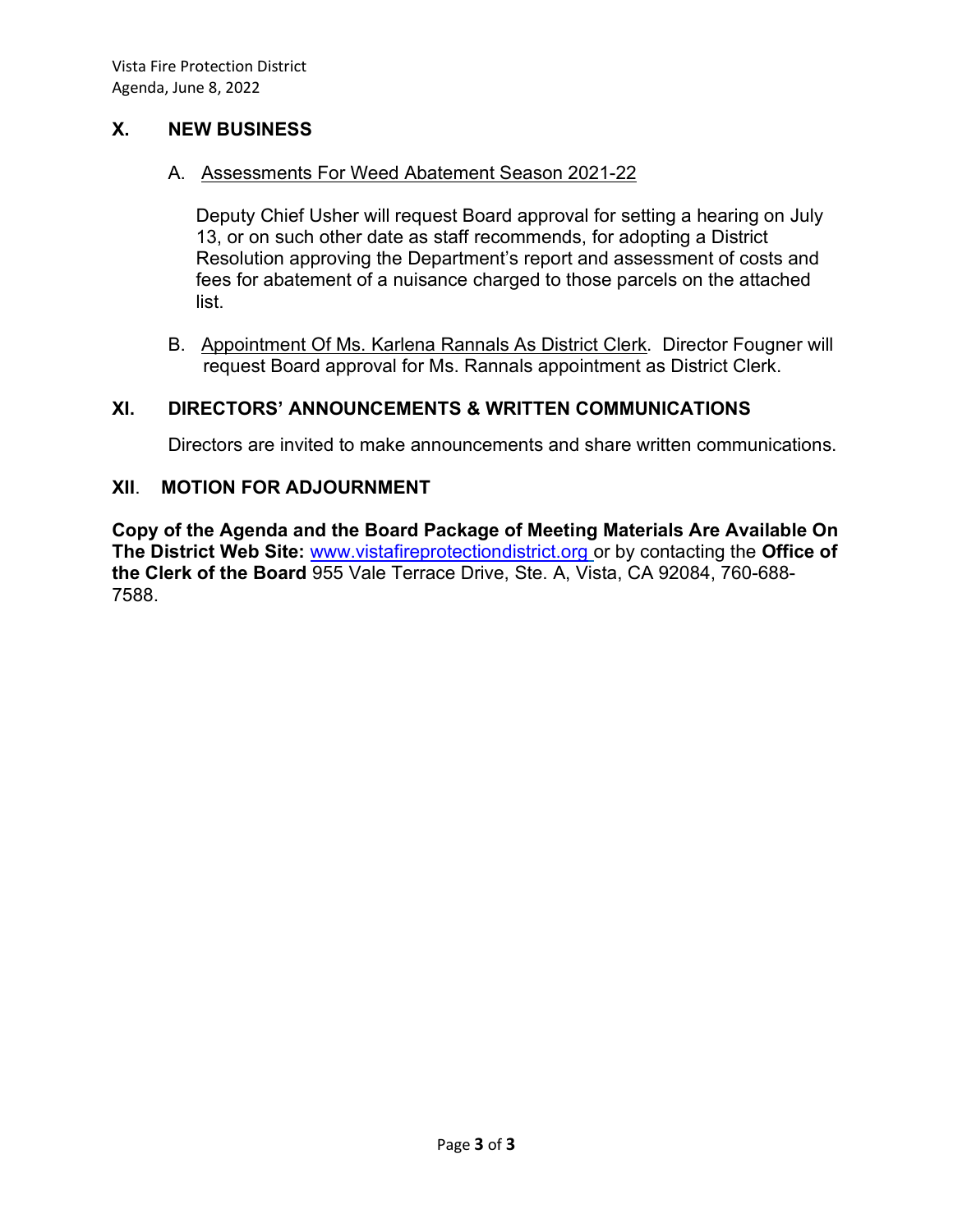## X. NEW BUSINESS

A. Assessments For Weed Abatement Season 2021-22

Deputy Chief Usher will request Board approval for setting a hearing on July 13, or on such other date as staff recommends, for adopting a District Resolution approving the Department's report and assessment of costs and fees for abatement of a nuisance charged to those parcels on the attached list.

B. Appointment Of Ms. Karlena Rannals As District Clerk. Director Fougner will request Board approval for Ms. Rannals appointment as District Clerk.

## XI. DIRECTORS' ANNOUNCEMENTS & WRITTEN COMMUNICATIONS

Directors are invited to make announcements and share written communications.

## XII. MOTION FOR ADJOURNMENT

**Copy of the Agenda and the Board Package of Meeting Materials Are Available On The District Web Site:** www.vistafireprotectiondistrict.org or by contacting the **Office of the Clerk of the Board** 955 Vale Terrace Drive, Ste. A, Vista, CA 92084, 760-688-7588.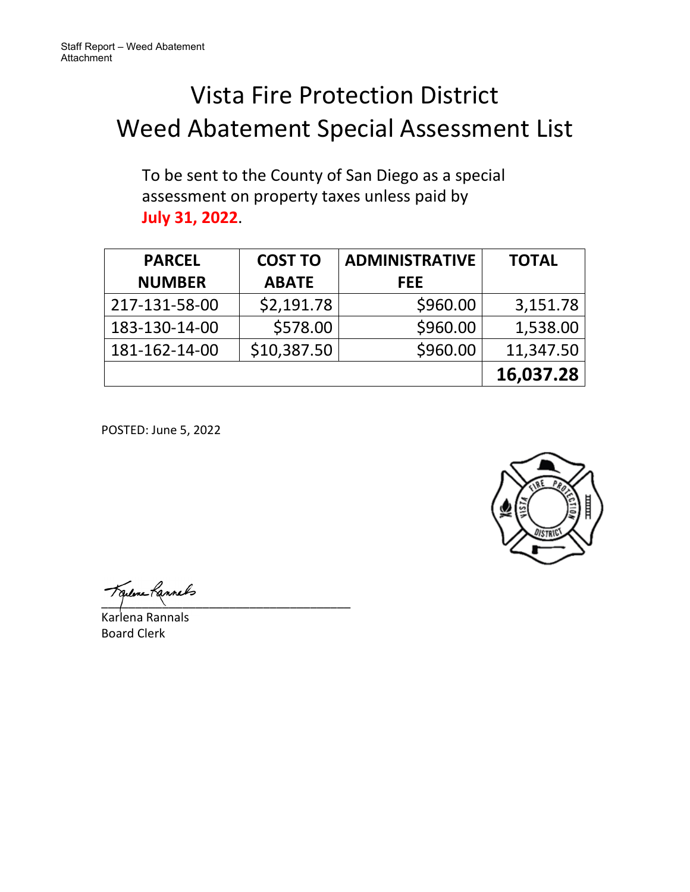Staff Report – Weed Abatement
Attachment

# Vista Fire Protection District
# Weed Abatement Special Assessment List

To be sent to the County of San Diego as a special assessment on property taxes unless paid by **July 31, 2022**.

| PARCEL NUMBER | COST TO ABATE | ADMINISTRATIVE FEE | TOTAL |
|---|---|---|---|
| 217-131-58-00 | $2,191.78 | $960.00 | 3,151.78 |
| 183-130-14-00 | $578.00 | $960.00 | 1,538.00 |
| 181-162-14-00 | $10,387.50 | $960.00 | 11,347.50 |
| | | | **16,037.28** |

POSTED: June 5, 2022

Karlena Rannals
Board Clerk